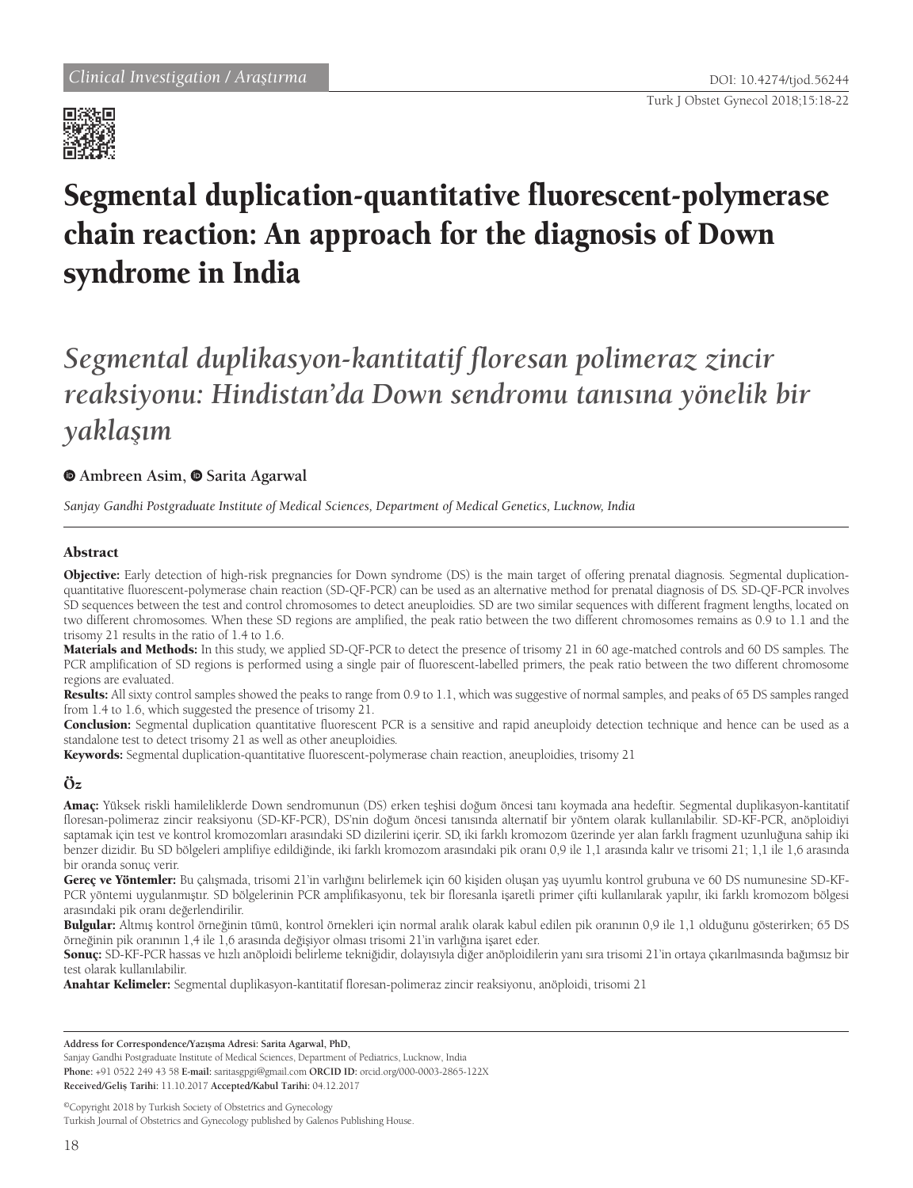Clinical Investigation / Araştırma

DOI: 10.4274/tjod.56244

# Segmental duplication-quantitative fluorescent-polymerase chain reaction: An approach for the diagnosis of Down syndrome in India

## *Segmental duplikasyon-kantitatif floresan polimeraz zincir reaksiyonu: Hindistan'da Down sendromu tanısına yönelik bir yaklaşım*

**Ambreen Asim, Sarita Agarwal**

*Sanjay Gandhi Postgraduate Institute of Medical Sciences, Department of Medical Genetics, Lucknow, India*

## Abstract

**Objective:** Early detection of high-risk pregnancies for Down syndrome (DS) is the main target of offering prenatal diagnosis. Segmental duplication-quantitative fluorescent-polymerase chain reaction (SD-QF-PCR) can be used as an alternative method for prenatal diagnosis of DS. SD-QF-PCR involves SD sequences between the test and control chromosomes to detect aneuploidies. SD are two similar sequences with different fragment lengths, located on two different chromosomes. When these SD regions are amplified, the peak ratio between the two different chromosomes remains as 0.9 to 1.1 and the trisomy 21 results in the ratio of 1.4 to 1.6.

**Materials and Methods:** In this study, we applied SD-QF-PCR to detect the presence of trisomy 21 in 60 age-matched controls and 60 DS samples. The PCR amplification of SD regions is performed using a single pair of fluorescent-labelled primers, the peak ratio between the two different chromosome regions are evaluated.

**Results:** All sixty control samples showed the peaks to range from 0.9 to 1.1, which was suggestive of normal samples, and peaks of 65 DS samples ranged from 1.4 to 1.6, which suggested the presence of trisomy 21.

**Conclusion:** Segmental duplication quantitative fluorescent PCR is a sensitive and rapid aneuploidy detection technique and hence can be used as a standalone test to detect trisomy 21 as well as other aneuploidies.

**Keywords:** Segmental duplication-quantitative fluorescent-polymerase chain reaction, aneuploidies, trisomy 21

## Öz

**Amaç:** Yüksek riskli hamileliklerde Down sendromunun (DS) erken teşhisi doğum öncesi tanı koymada ana hedeftir. Segmental duplikasyon-kantitatif floresan-polimeraz zincir reaksiyonu (SD-KF-PCR), DS'nin doğum öncesi tanısında alternatif bir yöntem olarak kullanılabilir. SD-KF-PCR, anöploidiyi saptamak için test ve kontrol kromozomları arasındaki SD dizilerini içerir. SD, iki farklı kromozom üzerinde yer alan farklı fragment uzunluğuna sahip iki benzer dizidir. Bu SD bölgeleri amplifiye edildiğinde, iki farklı kromozom arasındaki pik oranı 0,9 ile 1,1 arasında kalır ve trisomi 21; 1,1 ile 1,6 arasında bir oranda sonuç verir.

**Gereç ve Yöntemler:** Bu çalışmada, trisomi 21'in varlığını belirlemek için 60 kişiden oluşan yaş uyumlu kontrol grubuna ve 60 DS numunesine SD-KF-PCR yöntemi uygulanmıştır. SD bölgelerinin PCR amplifikasyonu, tek bir floresanla işaretli primer çifti kullanılarak yapılır, iki farklı kromozom bölgesi arasındaki pik oranı değerlendirilir.

**Bulgular:** Altmış kontrol örneğinin tümü, kontrol örnekleri için normal aralık olarak kabul edilen pik oranının 0,9 ile 1,1 olduğunu gösterirken; 65 DS örneğinin pik oranının 1,4 ile 1,6 arasında değişiyor olması trisomi 21'in varlığına işaret eder.

**Sonuç:** SD-KF-PCR hassas ve hızlı anöploidi belirleme tekniğidir, dolayısıyla diğer anöploidilerin yanı sıra trisomi 21'in ortaya çıkarılmasında bağımsız bir test olarak kullanılabilir.

**Anahtar Kelimeler:** Segmental duplikasyon-kantitatif floresan-polimeraz zincir reaksiyonu, anöploidi, trisomi 21

---

**Address for Correspondence/Yazışma Adresi: Sarita Agarwal, PhD,**
Sanjay Gandhi Postgraduate Institute of Medical Sciences, Department of Pediatrics, Lucknow, India
**Phone:** +91 0522 249 43 58 **E-mail:** saritasgpgi@gmail.com **ORCID ID:** orcid.org/000-0003-2865-122X
**Received/Geliş Tarihi:** 11.10.2017 **Accepted/Kabul Tarihi:** 04.12.2017

©Copyright 2018 by Turkish Society of Obstetrics and Gynecology
Turkish Journal of Obstetrics and Gynecology published by Galenos Publishing House.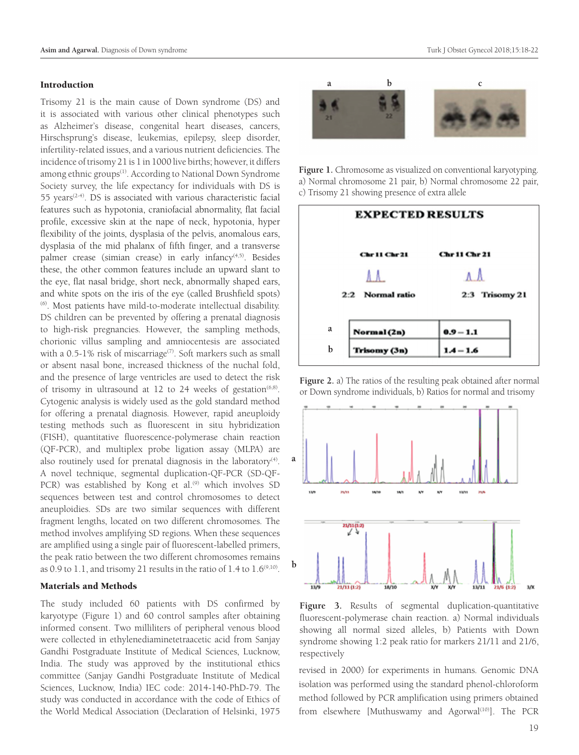## Introduction

Trisomy 21 is the main cause of Down syndrome (DS) and it is associated with various other clinical phenotypes such as Alzheimer's disease, congenital heart diseases, cancers, Hirschsprung's disease, leukemias, epilepsy, sleep disorder, infertility-related issues, and a various nutrient deficiencies. The incidence of trisomy 21 is 1 in 1000 live births; however, it differs among ethnic groups[1]. According to National Down Syndrome Society survey, the life expectancy for individuals with DS is 55 years[2-4]. DS is associated with various characteristic facial features such as hypotonia, craniofacial abnormality, flat facial profile, excessive skin at the nape of neck, hypotonia, hyper flexibility of the joints, dysplasia of the pelvis, anomalous ears, dysplasia of the mid phalanx of fifth finger, and a transverse palmer crease (simian crease) in early infancy[4,5]. Besides these, the other common features include an upward slant to the eye, flat nasal bridge, short neck, abnormally shaped ears, and white spots on the iris of the eye (called Brushfield spots)[6]. Most patients have mild-to-moderate intellectual disability. DS children can be prevented by offering a prenatal diagnosis to high-risk pregnancies. However, the sampling methods, chorionic villus sampling and amniocentesis are associated with a 0.5-1% risk of miscarriage[7]. Soft markers such as small or absent nasal bone, increased thickness of the nuchal fold, and the presence of large ventricles are used to detect the risk of trisomy in ultrasound at 12 to 24 weeks of gestation[6,8]. Cytogenic analysis is widely used as the gold standard method for offering a prenatal diagnosis. However, rapid aneuploidy testing methods such as fluorescent in situ hybridization (FISH), quantitative fluorescence-polymerase chain reaction (QF-PCR), and multiplex probe ligation assay (MLPA) are also routinely used for prenatal diagnosis in the laboratory[4]. A novel technique, segmental duplication-QF-PCR (SD-QF-PCR) was established by Kong et al.[9] which involves SD sequences between test and control chromosomes to detect aneuploidies. SDs are two similar sequences with different fragment lengths, located on two different chromosomes. The method involves amplifying SD regions. When these sequences are amplified using a single pair of fluorescent-labelled primers, the peak ratio between the two different chromosomes remains as 0.9 to 1.1, and trisomy 21 results in the ratio of 1.4 to 1.6[9,10].

## Materials and Methods

The study included 60 patients with DS confirmed by karyotype (Figure 1) and 60 control samples after obtaining informed consent. Two milliliters of peripheral venous blood were collected in ethylenediaminetetraacetic acid from Sanjay Gandhi Postgraduate Institute of Medical Sciences, Lucknow, India. The study was approved by the institutional ethics committee (Sanjay Gandhi Postgraduate Institute of Medical Sciences, Lucknow, India) IEC code: 2014-140-PhD-79. The study was conducted in accordance with the code of Ethics of the World Medical Association (Declaration of Helsinki, 1975 revised in 2000) for experiments in humans. Genomic DNA isolation was performed using the standard phenol-chloroform method followed by PCR amplification using primers obtained from elsewhere [Muthuswamy and Agorwal[10]]. The PCR

**Figure 1.** Chromosome as visualized on conventional karyotyping. a) Normal chromosome 21 pair, b) Normal chromosome 22 pair, c) Trisomy 21 showing presence of extra allele

**EXPECTED RESULTS**

| | | |
|---|---|---|
| a | Normal (2n) | 0.9 – 1.1 |
| b | Trisomy (3n) | 1.4 – 1.6 |

**Figure 2.** a) The ratios of the resulting peak obtained after normal or Down syndrome individuals, b) Ratios for normal and trisomy

**Figure 3.** Results of segmental duplication-quantitative fluorescent-polymerase chain reaction. a) Normal individuals showing all normal sized alleles, b) Patients with Down syndrome showing 1:2 peak ratio for markers 21/11 and 21/6, respectively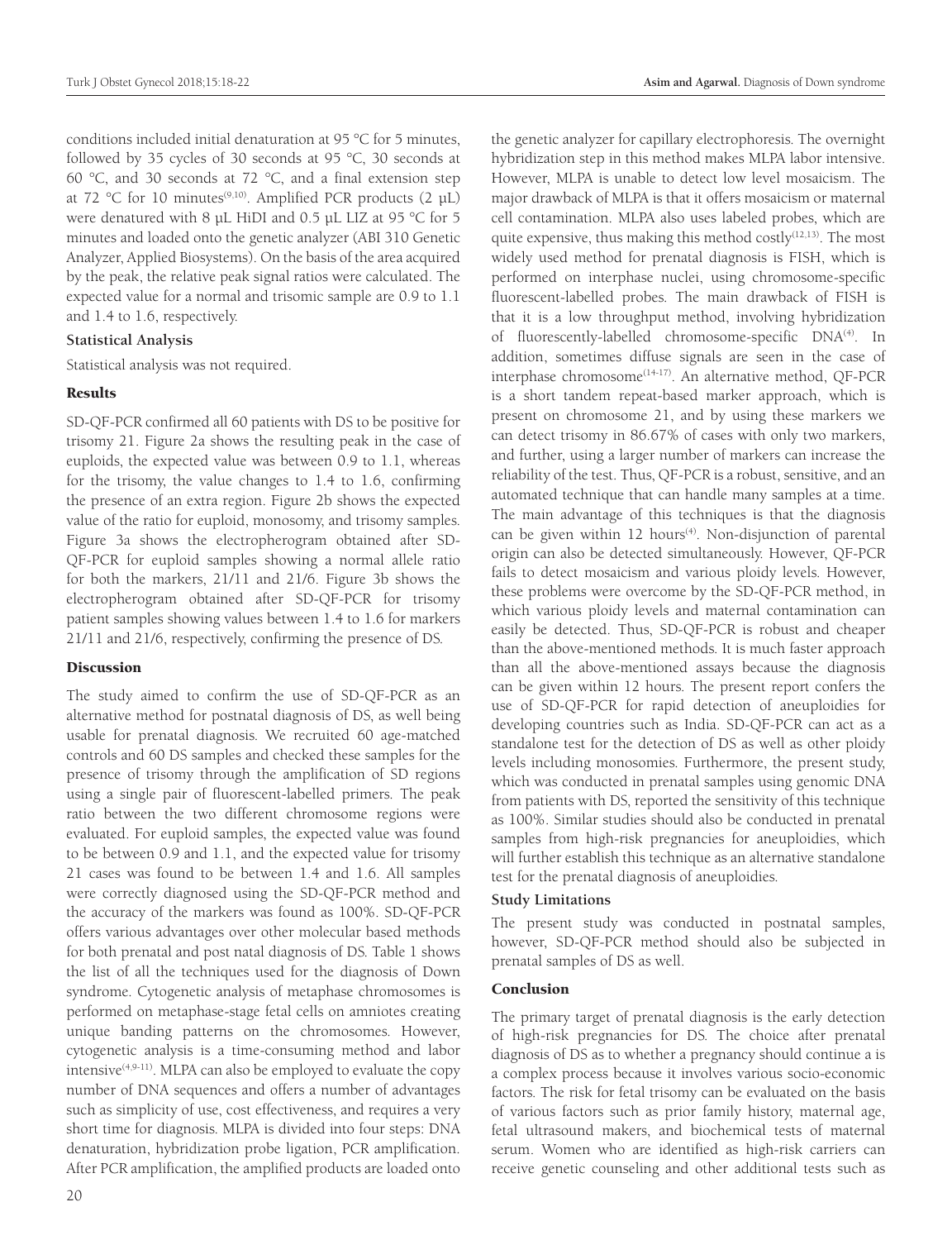conditions included initial denaturation at 95 °C for 5 minutes, followed by 35 cycles of 30 seconds at 95 °C, 30 seconds at 60 °C, and 30 seconds at 72 °C, and a final extension step at 72 °C for 10 minutes[9,10]. Amplified PCR products (2 µL) were denatured with 8 µL HiDI and 0.5 µL LIZ at 95 °C for 5 minutes and loaded onto the genetic analyzer (ABI 310 Genetic Analyzer, Applied Biosystems). On the basis of the area acquired by the peak, the relative peak signal ratios were calculated. The expected value for a normal and trisomic sample are 0.9 to 1.1 and 1.4 to 1.6, respectively.

### Statistical Analysis

Statistical analysis was not required.

## Results

SD-QF-PCR confirmed all 60 patients with DS to be positive for trisomy 21. Figure 2a shows the resulting peak in the case of euploids, the expected value was between 0.9 to 1.1, whereas for the trisomy, the value changes to 1.4 to 1.6, confirming the presence of an extra region. Figure 2b shows the expected value of the ratio for euploid, monosomy, and trisomy samples. Figure 3a shows the electropherogram obtained after SD-QF-PCR for euploid samples showing a normal allele ratio for both the markers, 21/11 and 21/6. Figure 3b shows the electropherogram obtained after SD-QF-PCR for trisomy patient samples showing values between 1.4 to 1.6 for markers 21/11 and 21/6, respectively, confirming the presence of DS.

## Discussion

The study aimed to confirm the use of SD-QF-PCR as an alternative method for postnatal diagnosis of DS, as well being usable for prenatal diagnosis. We recruited 60 age-matched controls and 60 DS samples and checked these samples for the presence of trisomy through the amplification of SD regions using a single pair of fluorescent-labelled primers. The peak ratio between the two different chromosome regions were evaluated. For euploid samples, the expected value was found to be between 0.9 and 1.1, and the expected value for trisomy 21 cases was found to be between 1.4 and 1.6. All samples were correctly diagnosed using the SD-QF-PCR method and the accuracy of the markers was found as 100%. SD-QF-PCR offers various advantages over other molecular based methods for both prenatal and post natal diagnosis of DS. Table 1 shows the list of all the techniques used for the diagnosis of Down syndrome. Cytogenetic analysis of metaphase chromosomes is performed on metaphase-stage fetal cells on amniotes creating unique banding patterns on the chromosomes. However, cytogenetic analysis is a time-consuming method and labor intensive[4,9-11]. MLPA can also be employed to evaluate the copy number of DNA sequences and offers a number of advantages such as simplicity of use, cost effectiveness, and requires a very short time for diagnosis. MLPA is divided into four steps: DNA denaturation, hybridization probe ligation, PCR amplification. After PCR amplification, the amplified products are loaded onto the genetic analyzer for capillary electrophoresis. The overnight hybridization step in this method makes MLPA labor intensive. However, MLPA is unable to detect low level mosaicism. The major drawback of MLPA is that it offers mosaicism or maternal cell contamination. MLPA also uses labeled probes, which are quite expensive, thus making this method costly[12,13]. The most widely used method for prenatal diagnosis is FISH, which is performed on interphase nuclei, using chromosome-specific fluorescent-labelled probes. The main drawback of FISH is that it is a low throughput method, involving hybridization of fluorescently-labelled chromosome-specific DNA[4]. In addition, sometimes diffuse signals are seen in the case of interphase chromosome[14-17]. An alternative method, QF-PCR is a short tandem repeat-based marker approach, which is present on chromosome 21, and by using these markers we can detect trisomy in 86.67% of cases with only two markers, and further, using a larger number of markers can increase the reliability of the test. Thus, QF-PCR is a robust, sensitive, and an automated technique that can handle many samples at a time. The main advantage of this techniques is that the diagnosis can be given within 12 hours[4]. Non-disjunction of parental origin can also be detected simultaneously. However, QF-PCR fails to detect mosaicism and various ploidy levels. However, these problems were overcome by the SD-QF-PCR method, in which various ploidy levels and maternal contamination can easily be detected. Thus, SD-QF-PCR is robust and cheaper than the above-mentioned methods. It is much faster approach than all the above-mentioned assays because the diagnosis can be given within 12 hours. The present report confers the use of SD-QF-PCR for rapid detection of aneuploidies for developing countries such as India. SD-QF-PCR can act as a standalone test for the detection of DS as well as other ploidy levels including monosomies. Furthermore, the present study, which was conducted in prenatal samples using genomic DNA from patients with DS, reported the sensitivity of this technique as 100%. Similar studies should also be conducted in prenatal samples from high-risk pregnancies for aneuploidies, which will further establish this technique as an alternative standalone test for the prenatal diagnosis of aneuploidies.

### Study Limitations

The present study was conducted in postnatal samples, however, SD-QF-PCR method should also be subjected in prenatal samples of DS as well.

## Conclusion

The primary target of prenatal diagnosis is the early detection of high-risk pregnancies for DS. The choice after prenatal diagnosis of DS as to whether a pregnancy should continue a is a complex process because it involves various socio-economic factors. The risk for fetal trisomy can be evaluated on the basis of various factors such as prior family history, maternal age, fetal ultrasound makers, and biochemical tests of maternal serum. Women who are identified as high-risk carriers can receive genetic counseling and other additional tests such as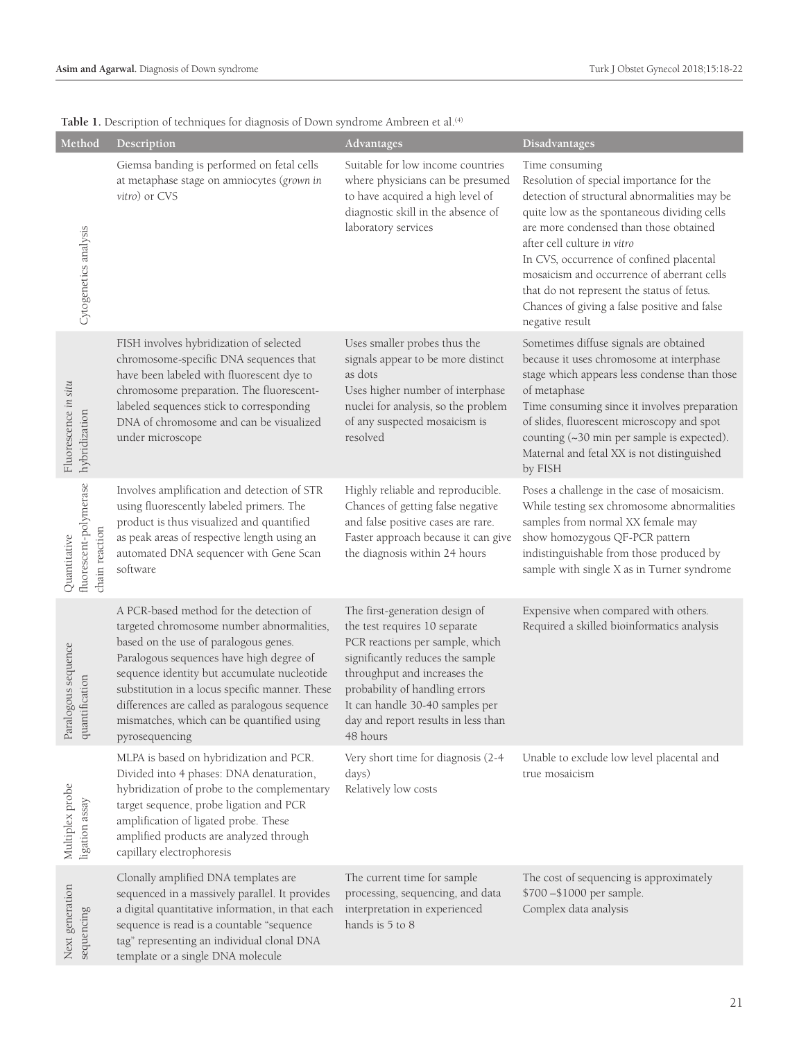**Table 1.** Description of techniques for diagnosis of Down syndrome Ambreen et al.[4]

| Method | Description | Advantages | Disadvantages |
| --- | --- | --- | --- |
| Cytogenetics analysis | Giemsa banding is performed on fetal cells at metaphase stage on amniocytes (*grown in vitro*) or CVS | Suitable for low income countries where physicians can be presumed to have acquired a high level of diagnostic skill in the absence of laboratory services | Time consuming<br>Resolution of special importance for the detection of structural abnormalities may be quite low as the spontaneous dividing cells are more condensed than those obtained after cell culture *in vitro*<br>In CVS, occurrence of confined placental mosaicism and occurrence of aberrant cells that do not represent the status of fetus. Chances of giving a false positive and false negative result |
| Fluorescence *in situ* hybridization | FISH involves hybridization of selected chromosome-specific DNA sequences that have been labeled with fluorescent dye to chromosome preparation. The fluorescent-labeled sequences stick to corresponding DNA of chromosome and can be visualized under microscope | Uses smaller probes thus the signals appear to be more distinct as dots<br>Uses higher number of interphase nuclei for analysis, so the problem of any suspected mosaicism is resolved | Sometimes diffuse signals are obtained because it uses chromosome at interphase stage which appears less condense than those of metaphase<br>Time consuming since it involves preparation of slides, fluorescent microscopy and spot counting (~30 min per sample is expected). Maternal and fetal XX is not distinguished by FISH |
| Quantitative fluorescent-polymerase chain reaction | Involves amplification and detection of STR using fluorescently labeled primers. The product is thus visualized and quantified as peak areas of respective length using an automated DNA sequencer with Gene Scan software | Highly reliable and reproducible. Chances of getting false negative and false positive cases are rare. Faster approach because it can give the diagnosis within 24 hours | Poses a challenge in the case of mosaicism. While testing sex chromosome abnormalities samples from normal XX female may show homozygous QF-PCR pattern indistinguishable from those produced by sample with single X as in Turner syndrome |
| Paralogous sequence quantification | A PCR-based method for the detection of targeted chromosome number abnormalities, based on the use of paralogous genes. Paralogous sequences have high degree of sequence identity but accumulate nucleotide substitution in a locus specific manner. These differences are called as paralogous sequence mismatches, which can be quantified using pyrosequencing | The first-generation design of the test requires 10 separate PCR reactions per sample, which significantly reduces the sample throughput and increases the probability of handling errors<br>It can handle 30-40 samples per day and report results in less than 48 hours | Expensive when compared with others. Required a skilled bioinformatics analysis |
| Multiplex probe ligation assay | MLPA is based on hybridization and PCR. Divided into 4 phases: DNA denaturation, hybridization of probe to the complementary target sequence, probe ligation and PCR amplification of ligated probe. These amplified products are analyzed through capillary electrophoresis | Very short time for diagnosis (2-4 days)<br>Relatively low costs | Unable to exclude low level placental and true mosaicism |
| Next generation sequencing | Clonally amplified DNA templates are sequenced in a massively parallel. It provides a digital quantitative information, in that each sequence is read is a countable "sequence tag" representing an individual clonal DNA template or a single DNA molecule | The current time for sample processing, sequencing, and data interpretation in experienced hands is 5 to 8 | The cost of sequencing is approximately $700 –$1000 per sample.<br>Complex data analysis |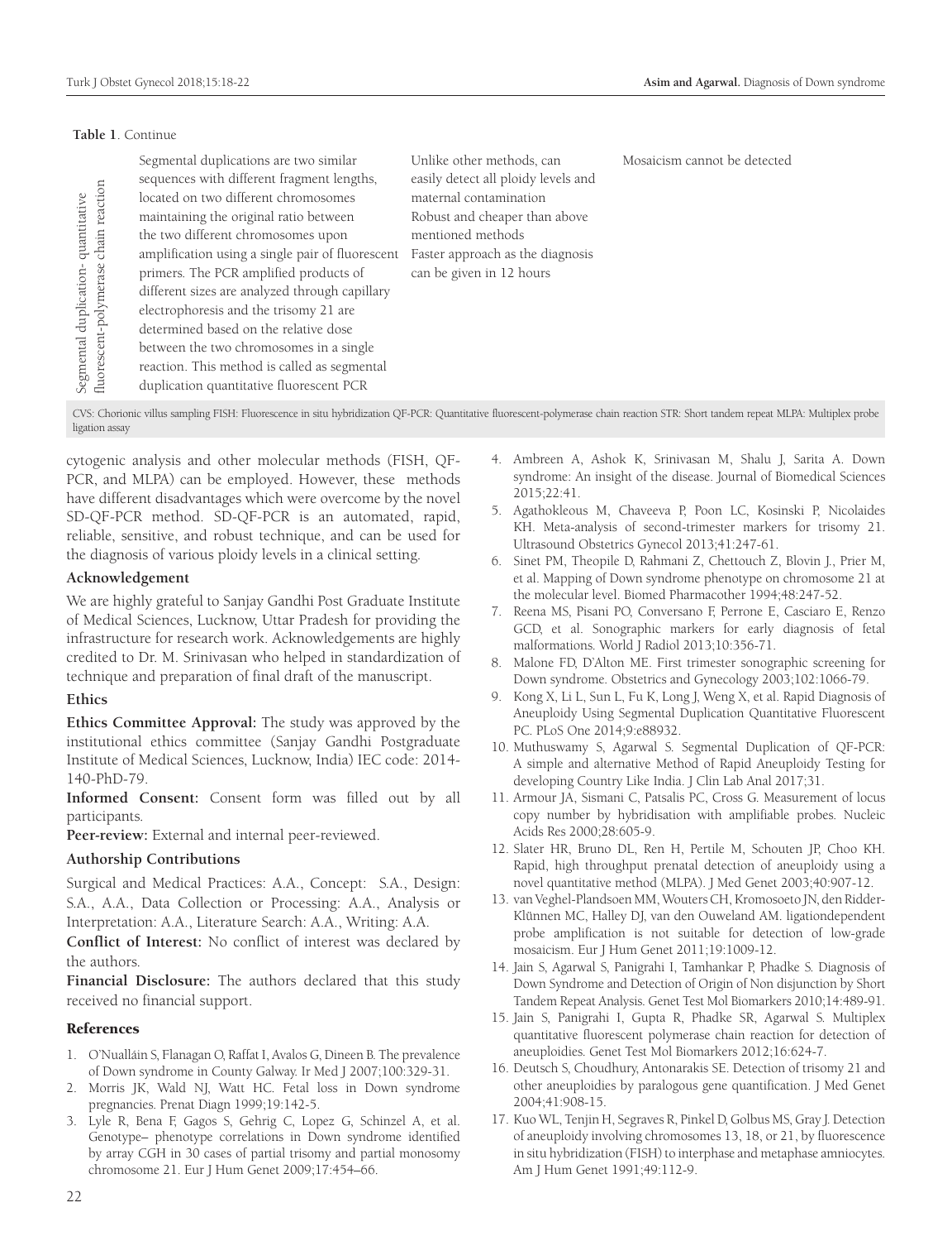**Table 1**. Continue

| | | | |
|---|---|---|---|
| Segmental duplication- quantitative fluorescent-polymerase chain reaction | Segmental duplications are two similar sequences with different fragment lengths, located on two different chromosomes maintaining the original ratio between the two different chromosomes upon amplification using a single pair of fluorescent primers. The PCR amplified products of different sizes are analyzed through capillary electrophoresis and the trisomy 21 are determined based on the relative dose between the two chromosomes in a single reaction. This method is called as segmental duplication quantitative fluorescent PCR | Unlike other methods, can easily detect all ploidy levels and maternal contamination<br>Robust and cheaper than above mentioned methods<br>Faster approach as the diagnosis can be given in 12 hours | Mosaicism cannot be detected |

CVS: Chorionic villus sampling FISH: Fluorescence in situ hybridization QF-PCR: Quantitative fluorescent-polymerase chain reaction STR: Short tandem repeat MLPA: Multiplex probe ligation assay

cytogenic analysis and other molecular methods (FISH, QF-PCR, and MLPA) can be employed. However, these methods have different disadvantages which were overcome by the novel SD-QF-PCR method. SD-QF-PCR is an automated, rapid, reliable, sensitive, and robust technique, and can be used for the diagnosis of various ploidy levels in a clinical setting.

### Acknowledgement

We are highly grateful to Sanjay Gandhi Post Graduate Institute of Medical Sciences, Lucknow, Uttar Pradesh for providing the infrastructure for research work. Acknowledgements are highly credited to Dr. M. Srinivasan who helped in standardization of technique and preparation of final draft of the manuscript.

### Ethics

**Ethics Committee Approval:** The study was approved by the institutional ethics committee (Sanjay Gandhi Postgraduate Institute of Medical Sciences, Lucknow, India) IEC code: 2014-140-PhD-79.

**Informed Consent:** Consent form was filled out by all participants.

**Peer-review:** External and internal peer-reviewed.

### Authorship Contributions

Surgical and Medical Practices: A.A., Concept: S.A., Design: S.A., A.A., Data Collection or Processing: A.A., Analysis or Interpretation: A.A., Literature Search: A.A., Writing: A.A.

**Conflict of Interest:** No conflict of interest was declared by the authors.

**Financial Disclosure:** The authors declared that this study received no financial support.

## References

1. O'Nualláin S, Flanagan O, Raffat I, Avalos G, Dineen B. The prevalence of Down syndrome in County Galway. Ir Med J 2007;100:329-31.
2. Morris JK, Wald NJ, Watt HC. Fetal loss in Down syndrome pregnancies. Prenat Diagn 1999;19:142-5.
3. Lyle R, Bena F, Gagos S, Gehrig C, Lopez G, Schinzel A, et al. Genotype– phenotype correlations in Down syndrome identified by array CGH in 30 cases of partial trisomy and partial monosomy chromosome 21. Eur J Hum Genet 2009;17:454–66.
4. Ambreen A, Ashok K, Srinivasan M, Shalu J, Sarita A. Down syndrome: An insight of the disease. Journal of Biomedical Sciences 2015;22:41.
5. Agathokleous M, Chaveeva P, Poon LC, Kosinski P, Nicolaides KH. Meta-analysis of second-trimester markers for trisomy 21. Ultrasound Obstetrics Gynecol 2013;41:247-61.
6. Sinet PM, Theopile D, Rahmani Z, Chettouch Z, Blovin J., Prier M, et al. Mapping of Down syndrome phenotype on chromosome 21 at the molecular level. Biomed Pharmacother 1994;48:247-52.
7. Reena MS, Pisani PO, Conversano F, Perrone E, Casciaro E, Renzo GCD, et al. Sonographic markers for early diagnosis of fetal malformations. World J Radiol 2013;10:356-71.
8. Malone FD, D'Alton ME. First trimester sonographic screening for Down syndrome. Obstetrics and Gynecology 2003;102:1066-79.
9. Kong X, Li L, Sun L, Fu K, Long J, Weng X, et al. Rapid Diagnosis of Aneuploidy Using Segmental Duplication Quantitative Fluorescent PC. PLoS One 2014;9:e88932.
10. Muthuswamy S, Agarwal S. Segmental Duplication of QF-PCR: A simple and alternative Method of Rapid Aneuploidy Testing for developing Country Like India. J Clin Lab Anal 2017;31.
11. Armour JA, Sismani C, Patsalis PC, Cross G. Measurement of locus copy number by hybridisation with amplifiable probes. Nucleic Acids Res 2000;28:605-9.
12. Slater HR, Bruno DL, Ren H, Pertile M, Schouten JP, Choo KH. Rapid, high throughput prenatal detection of aneuploidy using a novel quantitative method (MLPA). J Med Genet 2003;40:907-12.
13. van Veghel-Plandsoen MM, Wouters CH, Kromosoeto JN, den Ridder-Klünnen MC, Halley DJ, van den Ouweland AM. ligationdependent probe amplification is not suitable for detection of low-grade mosaicism. Eur J Hum Genet 2011;19:1009-12.
14. Jain S, Agarwal S, Panigrahi I, Tamhankar P, Phadke S. Diagnosis of Down Syndrome and Detection of Origin of Non disjunction by Short Tandem Repeat Analysis. Genet Test Mol Biomarkers 2010;14:489-91.
15. Jain S, Panigrahi I, Gupta R, Phadke SR, Agarwal S. Multiplex quantitative fluorescent polymerase chain reaction for detection of aneuploidies. Genet Test Mol Biomarkers 2012;16:624-7.
16. Deutsch S, Choudhury, Antonarakis SE. Detection of trisomy 21 and other aneuploidies by paralogous gene quantification. J Med Genet 2004;41:908-15.
17. Kuo WL, Tenjin H, Segraves R, Pinkel D, Golbus MS, Gray J. Detection of aneuploidy involving chromosomes 13, 18, or 21, by fluorescence in situ hybridization (FISH) to interphase and metaphase amniocytes. Am J Hum Genet 1991;49:112-9.